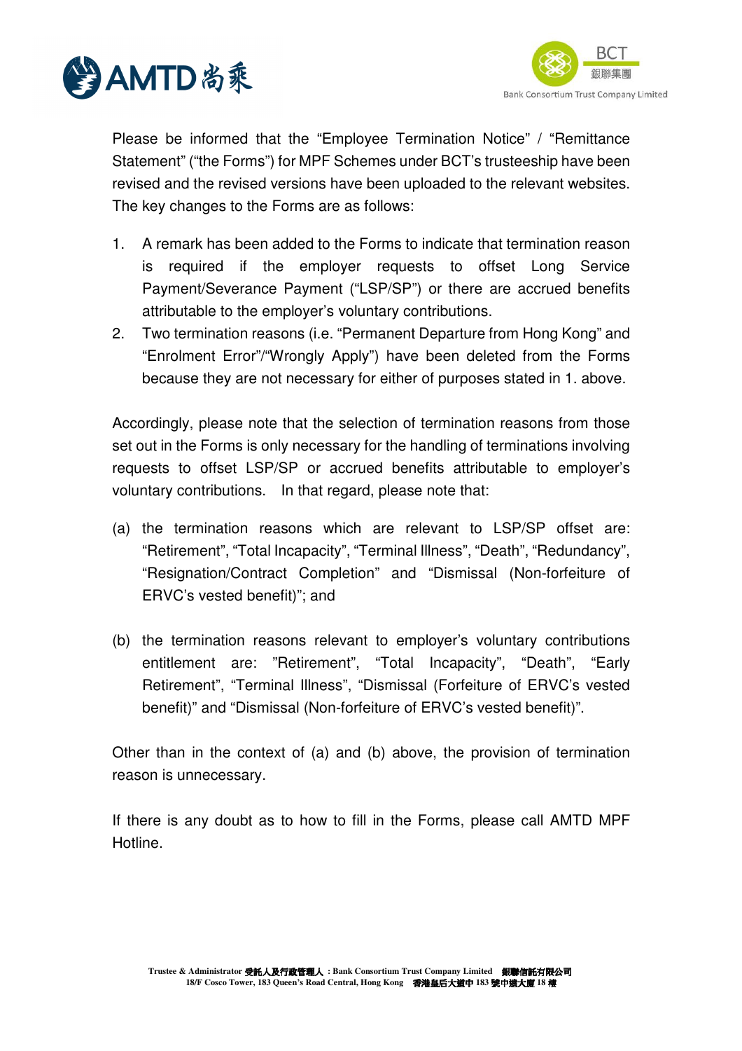Please be informed that the “Employee Termination Notice” / “Remittance Statement” (“the Forms”) for MPF Schemes under BCT’s trusteeship have been revised and the revised versions have been uploaded to the relevant websites. The key changes to the Forms are as follows:

1. A remark has been added to the Forms to indicate that termination reason is required if the employer requests to offset Long Service Payment/Severance Payment (“LSP/SP”) or there are accrued benefits attributable to the employer’s voluntary contributions.
2. Two termination reasons (i.e. “Permanent Departure from Hong Kong” and “Enrolment Error”/“Wrongly Apply”) have been deleted from the Forms because they are not necessary for either of purposes stated in 1. above.

Accordingly, please note that the selection of termination reasons from those set out in the Forms is only necessary for the handling of terminations involving requests to offset LSP/SP or accrued benefits attributable to employer’s voluntary contributions. In that regard, please note that:

(a) the termination reasons which are relevant to LSP/SP offset are: “Retirement”, “Total Incapacity”, “Terminal Illness”, “Death”, “Redundancy”, “Resignation/Contract Completion” and “Dismissal (Non-forfeiture of ERVC’s vested benefit)”; and

(b) the termination reasons relevant to employer’s voluntary contributions entitlement are: ”Retirement”, “Total Incapacity”, “Death”, “Early Retirement”, “Terminal Illness”, “Dismissal (Forfeiture of ERVC’s vested benefit)” and “Dismissal (Non-forfeiture of ERVC’s vested benefit)”.

Other than in the context of (a) and (b) above, the provision of termination reason is unnecessary.

If there is any doubt as to how to fill in the Forms, please call AMTD MPF Hotline.

Trustee & Administrator 受託人及行政管理人：Bank Consortium Trust Company Limited 銀聯信託有限公司
18/F Cosco Tower, 183 Queen’s Road Central, Hong Kong 香港皇后大道中 183 號中遠大廈 18 樓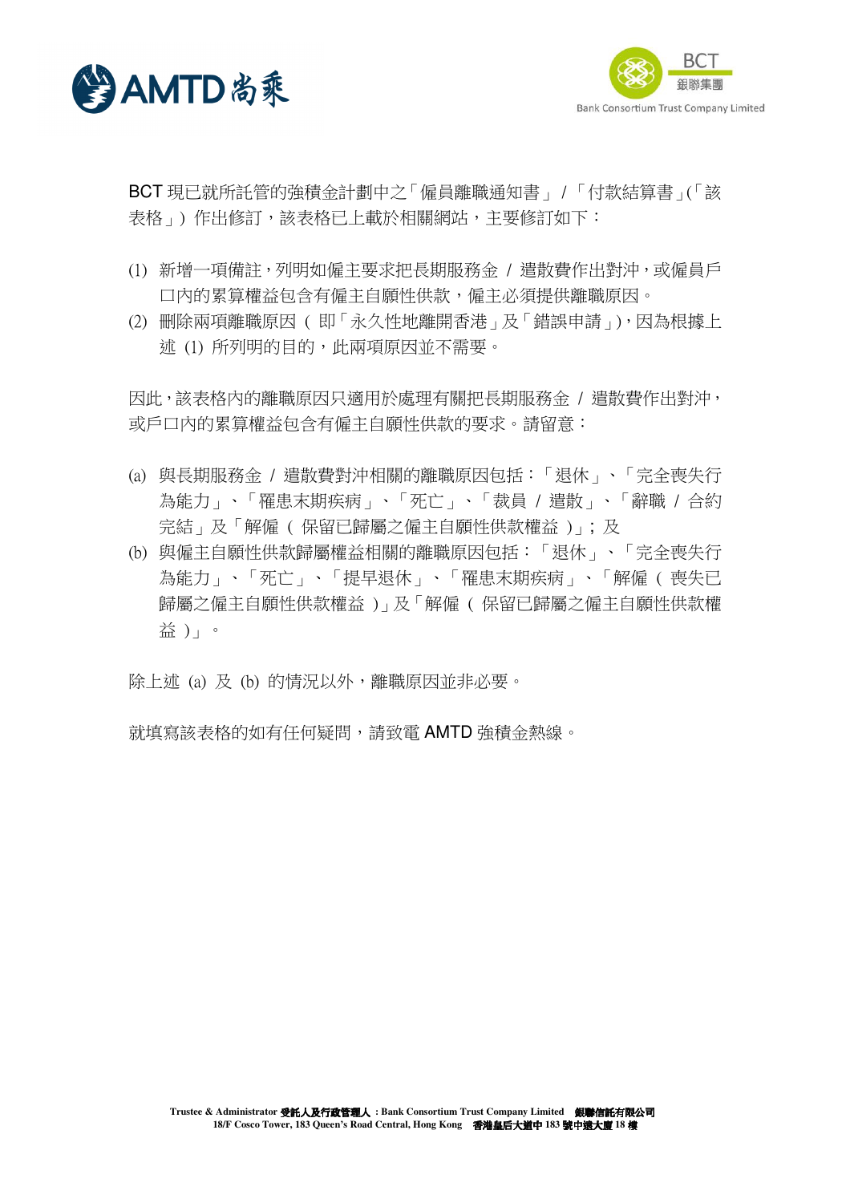BCT 現已就所託管的強積金計劃中之「僱員離職通知書」/「付款結算書」(「該表格」) 作出修訂，該表格已上載於相關網站，主要修訂如下：

(1) 新增一項備註，列明如僱主要求把長期服務金 / 遣散費作出對沖，或僱員戶口內的累算權益包含有僱主自願性供款，僱主必須提供離職原因。
(2) 刪除兩項離職原因 ( 即「永久性地離開香港」及「錯誤申請」)，因為根據上述 (1) 所列明的目的，此兩項原因並不需要。

因此，該表格內的離職原因只適用於處理有關把長期服務金 / 遣散費作出對沖，或戶口內的累算權益包含有僱主自願性供款的要求。請留意：

(a) 與長期服務金 / 遣散費對沖相關的離職原因包括：「退休」、「完全喪失行為能力」、「罹患末期疾病」、「死亡」、「裁員 / 遣散」、「辭職 / 合約完結」及「解僱 ( 保留已歸屬之僱主自願性供款權益 )」; 及
(b) 與僱主自願性供款歸屬權益相關的離職原因包括：「退休」、「完全喪失行為能力」、「死亡」、「提早退休」、「罹患末期疾病」、「解僱 ( 喪失已歸屬之僱主自願性供款權益 )」及「解僱 ( 保留已歸屬之僱主自願性供款權益 )」。

除上述 (a) 及 (b) 的情況以外，離職原因並非必要。

就填寫該表格的如有任何疑問，請致電 AMTD 強積金熱線。

**Trustee & Administrator 受託人及行政管理人 : Bank Consortium Trust Company Limited 銀聯信託有限公司**
**18/F Cosco Tower, 183 Queen's Road Central, Hong Kong 香港皇后大道中 183 號中遠大廈 18 樓**